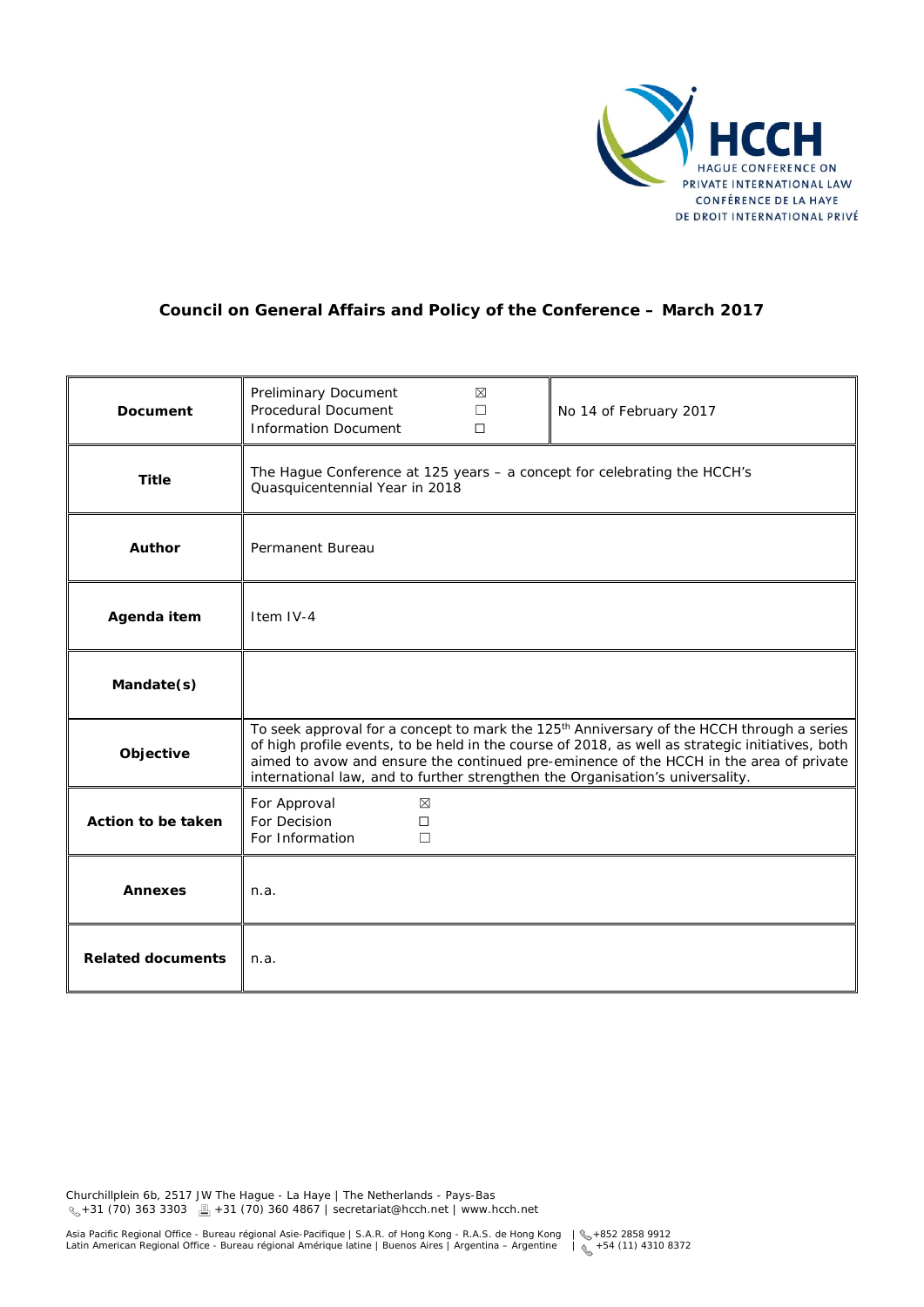HCCH
HAGUE CONFERENCE ON PRIVATE INTERNATIONAL LAW
CONFÉRENCE DE LA HAYE DE DROIT INTERNATIONAL PRIVÉ

## Council on General Affairs and Policy of the Conference – March 2017

| | | |
|---|---|---|
| **Document** | Preliminary Document ☒<br>Procedural Document ☐<br>Information Document ☐ | No 14 of February 2017 |
| **Title** | The Hague Conference at 125 years – a concept for celebrating the HCCH's Quasquicentennial Year in 2018 | |
| **Author** | Permanent Bureau | |
| **Agenda item** | Item IV-4 | |
| **Mandate(s)** | | |
| **Objective** | To seek approval for a concept to mark the 125th Anniversary of the HCCH through a series of high profile events, to be held in the course of 2018, as well as strategic initiatives, both aimed to avow and ensure the continued pre-eminence of the HCCH in the area of private international law, and to further strengthen the Organisation's universality. | |
| **Action to be taken** | For Approval ☒<br>For Decision ☐<br>For Information ☐ | |
| **Annexes** | n.a. | |
| **Related documents** | n.a. | |

Churchillplein 6b, 2517 JW The Hague - La Haye | The Netherlands - Pays-Bas
+31 (70) 363 3303 | +31 (70) 360 4867 | secretariat@hcch.net | www.hcch.net

Asia Pacific Regional Office - Bureau régional Asie-Pacifique | S.A.R. of Hong Kong - R.A.S. de Hong Kong | +852 2858 9912
Latin American Regional Office - Bureau régional Amérique latine | Buenos Aires | Argentina – Argentine | +54 (11) 4310 8372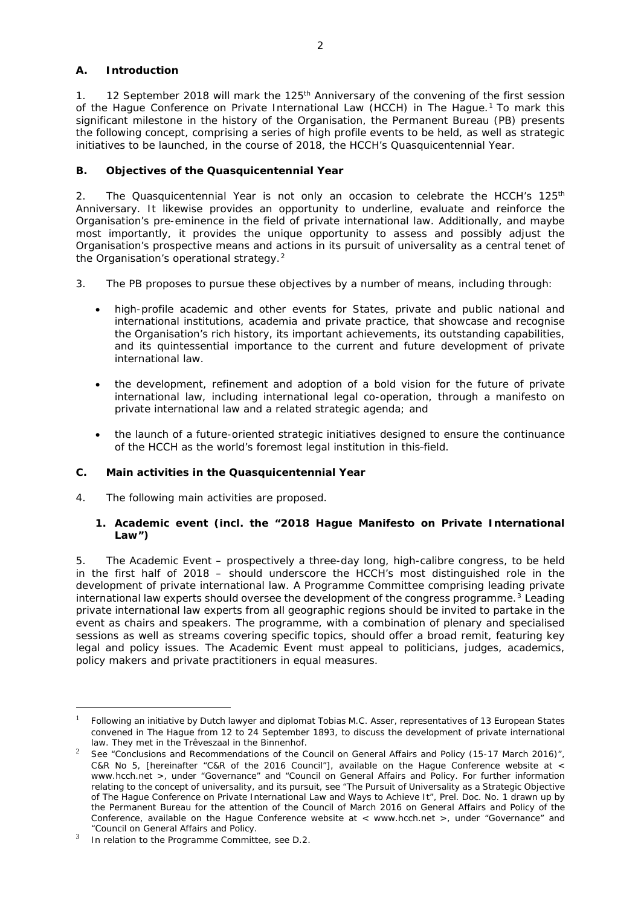## A. Introduction

1. 12 September 2018 will mark the 125th Anniversary of the convening of the first session of the Hague Conference on Private International Law (HCCH) in The Hague.[1] To mark this significant milestone in the history of the Organisation, the Permanent Bureau (PB) presents the following concept, comprising a series of high profile events to be held, as well as strategic initiatives to be launched, in the course of 2018, the HCCH's Quasquicentennial Year.

## B. Objectives of the Quasquicentennial Year

2. The Quasquicentennial Year is not only an occasion to celebrate the HCCH's 125th Anniversary. It likewise provides an opportunity to underline, evaluate and reinforce the Organisation's pre-eminence in the field of private international law. Additionally, and maybe most importantly, it provides the unique opportunity to assess and possibly adjust the Organisation's prospective means and actions in its pursuit of universality as a central tenet of the Organisation's operational strategy.[2]

3. The PB proposes to pursue these objectives by a number of means, including through:

- high-profile academic and other events for States, private and public national and international institutions, academia and private practice, that showcase and recognise the Organisation's rich history, its important achievements, its outstanding capabilities, and its quintessential importance to the current and future development of private international law.
- the development, refinement and adoption of a bold vision for the future of private international law, including international legal co-operation, through a manifesto on private international law and a related strategic agenda; and
- the launch of a future-oriented strategic initiatives designed to ensure the continuance of the HCCH as the world's foremost legal institution in this field.

## C. Main activities in the Quasquicentennial Year

4. The following main activities are proposed.

### 1. Academic event (incl. the "2018 Hague Manifesto on Private International Law")

5. The Academic Event – prospectively a three-day long, high-calibre congress, to be held in the first half of 2018 – should underscore the HCCH's most distinguished role in the development of private international law. A Programme Committee comprising leading private international law experts should oversee the development of the congress programme.[3] Leading private international law experts from all geographic regions should be invited to partake in the event as chairs and speakers. The programme, with a combination of plenary and specialised sessions as well as streams covering specific topics, should offer a broad remit, featuring key legal and policy issues. The Academic Event must appeal to politicians, judges, academics, policy makers and private practitioners in equal measures.

---

[1] Following an initiative by Dutch lawyer and diplomat Tobias M.C. Asser, representatives of 13 European States convened in The Hague from 12 to 24 September 1893, to discuss the development of private international law. They met in the Trêveszaal in the Binnenhof.

[2] See "Conclusions and Recommendations of the Council on General Affairs and Policy (15-17 March 2016)", C&R No 5, [hereinafter "C&R of the 2016 Council"], available on the Hague Conference website at < www.hcch.net >, under "Governance" and "Council on General Affairs and Policy. For further information relating to the concept of universality, and its pursuit, see "The Pursuit of Universality as a Strategic Objective of The Hague Conference on Private International Law and Ways to Achieve It", Prel. Doc. No. 1 drawn up by the Permanent Bureau for the attention of the Council of March 2016 on General Affairs and Policy of the Conference, available on the Hague Conference website at < www.hcch.net >, under "Governance" and "Council on General Affairs and Policy.

[3] In relation to the Programme Committee, see D.2.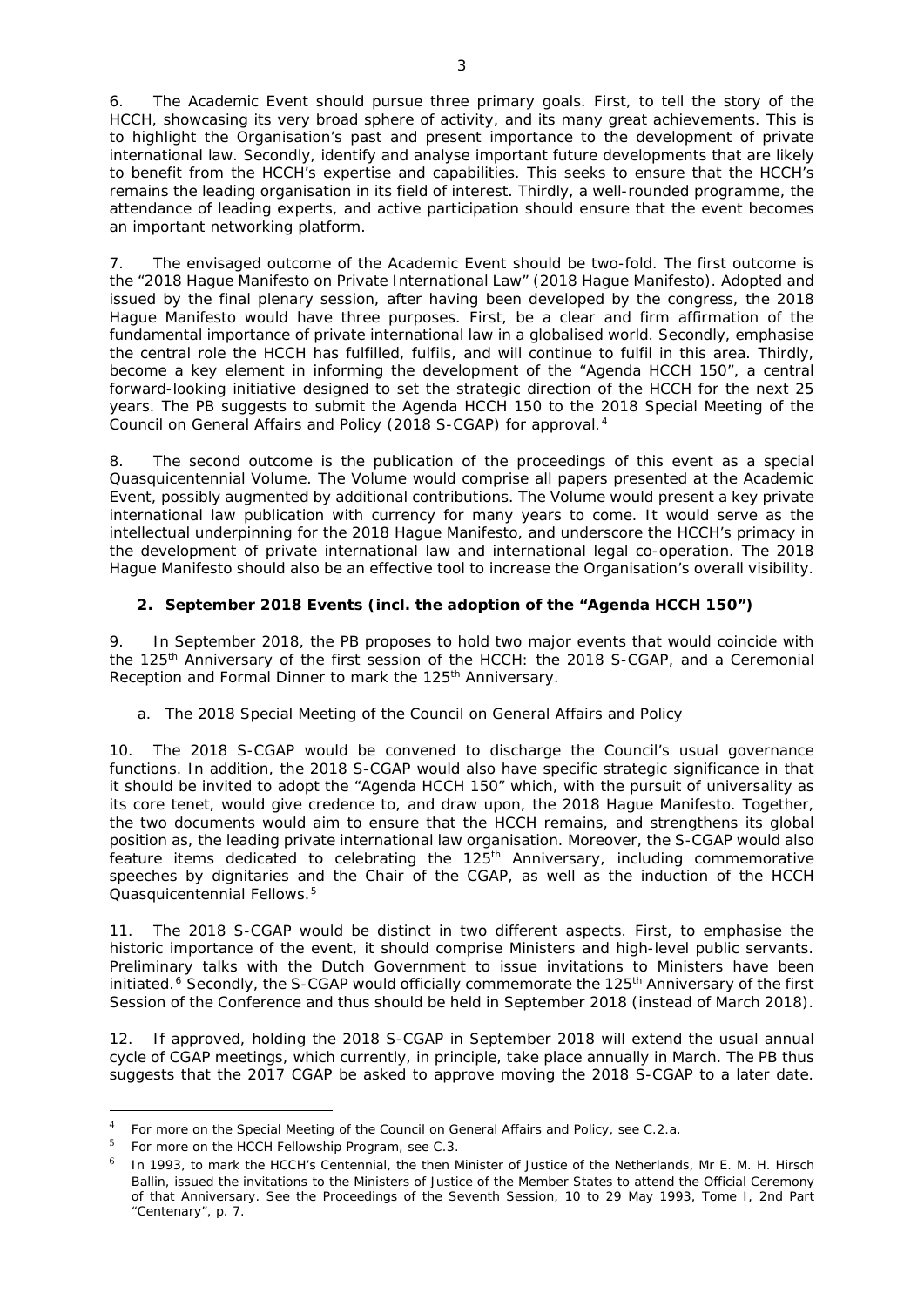6. The Academic Event should pursue three primary goals. First, to tell the story of the HCCH, showcasing its very broad sphere of activity, and its many great achievements. This is to highlight the Organisation's past and present importance to the development of private international law. Secondly, identify and analyse important future developments that are likely to benefit from the HCCH's expertise and capabilities. This seeks to ensure that the HCCH's remains the leading organisation in its field of interest. Thirdly, a well-rounded programme, the attendance of leading experts, and active participation should ensure that the event becomes an important networking platform.

7. The envisaged outcome of the Academic Event should be two-fold. The first outcome is the "2018 Hague Manifesto on Private International Law" (2018 Hague Manifesto). Adopted and issued by the final plenary session, after having been developed by the congress, the 2018 Hague Manifesto would have three purposes. First, be a clear and firm affirmation of the fundamental importance of private international law in a globalised world. Secondly, emphasise the central role the HCCH has fulfilled, fulfils, and will continue to fulfil in this area. Thirdly, become a key element in informing the development of the "Agenda HCCH 150", a central forward-looking initiative designed to set the strategic direction of the HCCH for the next 25 years. The PB suggests to submit the Agenda HCCH 150 to the 2018 Special Meeting of the Council on General Affairs and Policy (2018 S-CGAP) for approval.[4]

8. The second outcome is the publication of the proceedings of this event as a special Quasquicentennial Volume. The Volume would comprise all papers presented at the Academic Event, possibly augmented by additional contributions. The Volume would present a key private international law publication with currency for many years to come. It would serve as the intellectual underpinning for the 2018 Hague Manifesto, and underscore the HCCH's primacy in the development of private international law and international legal co-operation. The 2018 Hague Manifesto should also be an effective tool to increase the Organisation's overall visibility.

## 2. September 2018 Events (incl. the adoption of the "Agenda HCCH 150")

9. In September 2018, the PB proposes to hold two major events that would coincide with the 125th Anniversary of the first session of the HCCH: the 2018 S-CGAP, and a Ceremonial Reception and Formal Dinner to mark the 125th Anniversary.

### a. The 2018 Special Meeting of the Council on General Affairs and Policy

10. The 2018 S-CGAP would be convened to discharge the Council's usual governance functions. In addition, the 2018 S-CGAP would also have specific strategic significance in that it should be invited to adopt the "Agenda HCCH 150" which, with the pursuit of universality as its core tenet, would give credence to, and draw upon, the 2018 Hague Manifesto. Together, the two documents would aim to ensure that the HCCH remains, and strengthens its global position as, the leading private international law organisation. Moreover, the S-CGAP would also feature items dedicated to celebrating the 125th Anniversary, including commemorative speeches by dignitaries and the Chair of the CGAP, as well as the induction of the HCCH Quasquicentennial Fellows.[5]

11. The 2018 S-CGAP would be distinct in two different aspects. First, to emphasise the historic importance of the event, it should comprise Ministers and high-level public servants. Preliminary talks with the Dutch Government to issue invitations to Ministers have been initiated.[6] Secondly, the S-CGAP would officially commemorate the 125th Anniversary of the first Session of the Conference and thus should be held in September 2018 (instead of March 2018).

12. If approved, holding the 2018 S-CGAP in September 2018 will extend the usual annual cycle of CGAP meetings, which currently, in principle, take place annually in March. The PB thus suggests that the 2017 CGAP be asked to approve moving the 2018 S-CGAP to a later date.

---

[4] For more on the Special Meeting of the Council on General Affairs and Policy, see C.2.a.

[5] For more on the HCCH Fellowship Program, see C.3.

[6] In 1993, to mark the HCCH's Centennial, the then Minister of Justice of the Netherlands, Mr E. M. H. Hirsch Ballin, issued the invitations to the Ministers of Justice of the Member States to attend the Official Ceremony of that Anniversary. See the *Proceedings of the Seventh Session*, 10 to 29 May 1993, Tome I, 2nd Part "Centenary", p. 7.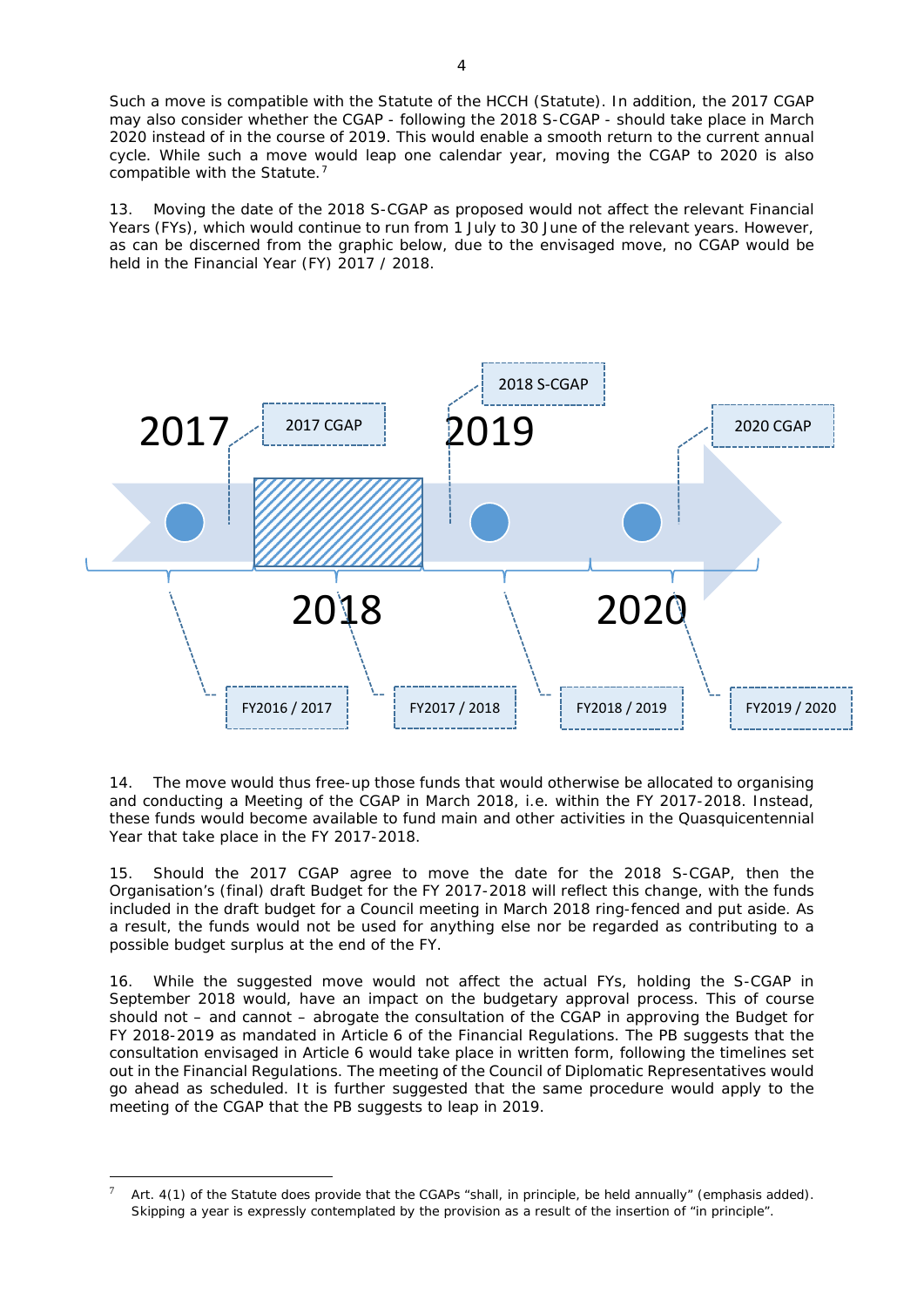Such a move is compatible with the Statute of the HCCH (Statute). In addition, the 2017 CGAP may also consider whether the CGAP - following the 2018 S-CGAP - should take place in March 2020 instead of in the course of 2019. This would enable a smooth return to the current annual cycle. While such a move would leap one calendar year, moving the CGAP to 2020 is also compatible with the Statute.[7]

13. Moving the date of the 2018 S-CGAP as proposed would not affect the relevant Financial Years (FYs), which would continue to run from 1 July to 30 June of the relevant years. However, as can be discerned from the graphic below, due to the envisaged move, no CGAP would be held in the Financial Year (FY) 2017 / 2018.

2017 | 2017 CGAP | 2018 | 2018 S-CGAP | 2019 | 2020 | 2020 CGAP

FY2016 / 2017 | FY2017 / 2018 | FY2018 / 2019 | FY2019 / 2020

14. The move would thus free-up those funds that would otherwise be allocated to organising and conducting a Meeting of the CGAP in March 2018, i.e. within the FY 2017-2018. Instead, these funds would become available to fund main and other activities in the Quasquicentennial Year that take place in the FY 2017-2018.

15. Should the 2017 CGAP agree to move the date for the 2018 S-CGAP, then the Organisation's (final) draft Budget for the FY 2017-2018 will reflect this change, with the funds included in the draft budget for a Council meeting in March 2018 ring-fenced and put aside. As a result, the funds would not be used for anything else nor be regarded as contributing to a possible budget surplus at the end of the FY.

16. While the suggested move would not affect the actual FYs, holding the S-CGAP in September 2018 would, have an impact on the budgetary approval process. This of course should not – and cannot – abrogate the consultation of the CGAP in approving the Budget for FY 2018-2019 as mandated in Article 6 of the Financial Regulations. The PB suggests that the consultation envisaged in Article 6 would take place in written form, following the timelines set out in the Financial Regulations. The meeting of the Council of Diplomatic Representatives would go ahead as scheduled. It is further suggested that the same procedure would apply to the meeting of the CGAP that the PB suggests to leap in 2019.

---

[7] Art. 4(1) of the Statute does provide that the CGAPs "shall, in principle, be held annually" (emphasis added). Skipping a year is expressly contemplated by the provision as a result of the insertion of "in principle".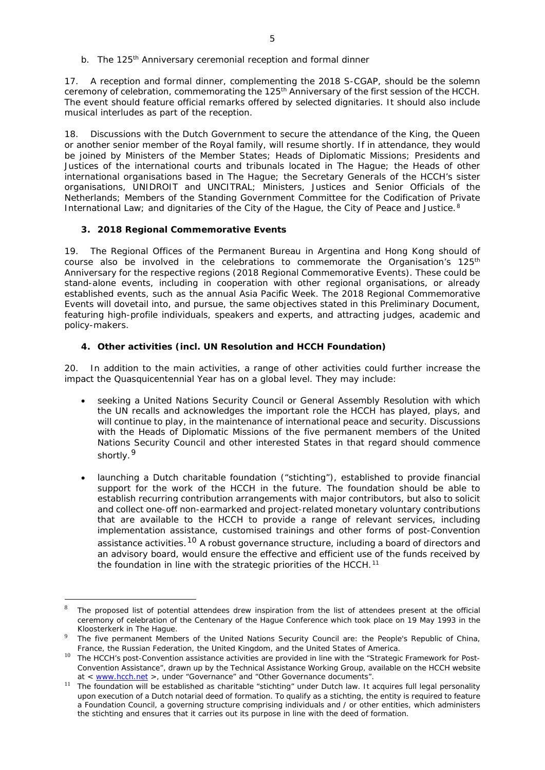b. The 125th Anniversary ceremonial reception and formal dinner

17. A reception and formal dinner, complementing the 2018 S-CGAP, should be the solemn ceremony of celebration, commemorating the 125th Anniversary of the first session of the HCCH. The event should feature official remarks offered by selected dignitaries. It should also include musical interludes as part of the reception.

18. Discussions with the Dutch Government to secure the attendance of the King, the Queen or another senior member of the Royal family, will resume shortly. If in attendance, they would be joined by Ministers of the Member States; Heads of Diplomatic Missions; Presidents and Justices of the international courts and tribunals located in The Hague; the Heads of other international organisations based in The Hague; the Secretary Generals of the HCCH's sister organisations, UNIDROIT and UNCITRAL; Ministers, Justices and Senior Officials of the Netherlands; Members of the Standing Government Committee for the Codification of Private International Law; and dignitaries of the City of the Hague, the City of Peace and Justice.[8]

### 3. 2018 Regional Commemorative Events

19. The Regional Offices of the Permanent Bureau in Argentina and Hong Kong should of course also be involved in the celebrations to commemorate the Organisation's 125th Anniversary for the respective regions (2018 Regional Commemorative Events). These could be stand-alone events, including in cooperation with other regional organisations, or already established events, such as the annual Asia Pacific Week. The 2018 Regional Commemorative Events will dovetail into, and pursue, the same objectives stated in this Preliminary Document, featuring high-profile individuals, speakers and experts, and attracting judges, academic and policy-makers.

### 4. *Other activities (incl. UN Resolution and HCCH Foundation)*

20. In addition to the main activities, a range of other activities could further increase the impact the Quasquicentennial Year has on a global level. They may include:

- seeking a United Nations Security Council or General Assembly Resolution with which the UN recalls and acknowledges the important role the HCCH has played, plays, and will continue to play, in the maintenance of international peace and security. Discussions with the Heads of Diplomatic Missions of the five permanent members of the United Nations Security Council and other interested States in that regard should commence shortly.[9]

- launching a Dutch charitable foundation ("stichting"), established to provide financial support for the work of the HCCH in the future. The foundation should be able to establish recurring contribution arrangements with major contributors, but also to solicit and collect one-off non-earmarked and project-related monetary voluntary contributions that are available to the HCCH to provide a range of relevant services, including implementation assistance, customised trainings and other forms of post-Convention assistance activities.[10] A robust governance structure, including a board of directors and an advisory board, would ensure the effective and efficient use of the funds received by the foundation in line with the strategic priorities of the HCCH.[11]

---

[8] The proposed list of potential attendees drew inspiration from the list of attendees present at the official ceremony of celebration of the Centenary of the Hague Conference which took place on 19 May 1993 in the Kloosterkerk in The Hague.

[9] The five permanent Members of the United Nations Security Council are: the People's Republic of China, France, the Russian Federation, the United Kingdom, and the United States of America.

[10] The HCCH's post-Convention assistance activities are provided in line with the "Strategic Framework for Post-Convention Assistance", drawn up by the Technical Assistance Working Group, available on the HCCH website at < www.hcch.net >, under "Governance" and "Other Governance documents".

[11] The foundation will be established as charitable "stichting" under Dutch law. It acquires full legal personality upon execution of a Dutch notarial deed of formation. To qualify as a stichting, the entity is required to feature a Foundation Council, a governing structure comprising individuals and / or other entities, which administers the stichting and ensures that it carries out its purpose in line with the deed of formation.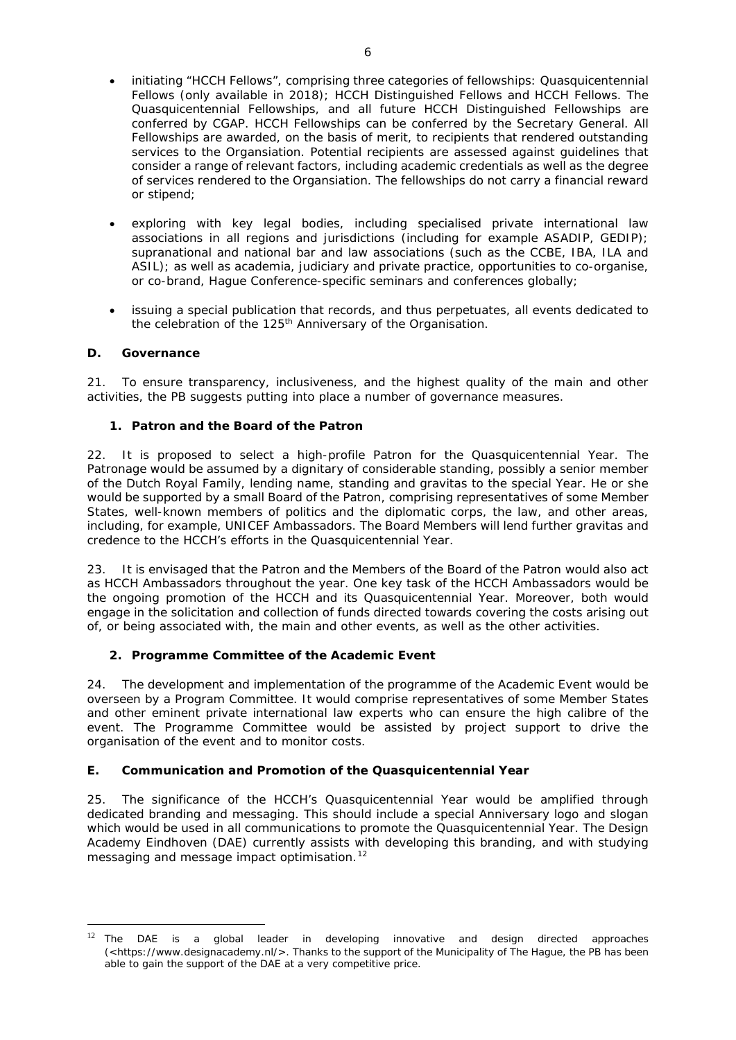- initiating "HCCH Fellows", comprising three categories of fellowships: Quasquicentennial Fellows (only available in 2018); HCCH Distinguished Fellows and HCCH Fellows. The Quasquicentennial Fellowships, and all future HCCH Distinguished Fellowships are conferred by CGAP. HCCH Fellowships can be conferred by the Secretary General. All Fellowships are awarded, on the basis of merit, to recipients that rendered outstanding services to the Organsiation. Potential recipients are assessed against guidelines that consider a range of relevant factors, including academic credentials as well as the degree of services rendered to the Organsiation. The fellowships do not carry a financial reward or stipend;

- exploring with key legal bodies, including specialised private international law associations in all regions and jurisdictions (including for example ASADIP, GEDIP); supranational and national bar and law associations (such as the CCBE, IBA, ILA and ASIL); as well as academia, judiciary and private practice, opportunities to co-organise, or co-brand, Hague Conference-specific seminars and conferences globally;

- issuing a special publication that records, and thus perpetuates, all events dedicated to the celebration of the 125th Anniversary of the Organisation.

## D. Governance

21. To ensure transparency, inclusiveness, and the highest quality of the main and other activities, the PB suggests putting into place a number of governance measures.

### 1. Patron and the Board of the Patron

22. It is proposed to select a high-profile Patron for the Quasquicentennial Year. The Patronage would be assumed by a dignitary of considerable standing, possibly a senior member of the Dutch Royal Family, lending name, standing and gravitas to the special Year. He or she would be supported by a small Board of the Patron, comprising representatives of some Member States, well-known members of politics and the diplomatic corps, the law, and other areas, including, for example, UNICEF Ambassadors. The Board Members will lend further gravitas and credence to the HCCH's efforts in the Quasquicentennial Year.

23. It is envisaged that the Patron and the Members of the Board of the Patron would also act as HCCH Ambassadors throughout the year. One key task of the HCCH Ambassadors would be the ongoing promotion of the HCCH and its Quasquicentennial Year. Moreover, both would engage in the solicitation and collection of funds directed towards covering the costs arising out of, or being associated with, the main and other events, as well as the other activities.

### 2. Programme Committee of the Academic Event

24. The development and implementation of the programme of the Academic Event would be overseen by a Program Committee. It would comprise representatives of some Member States and other eminent private international law experts who can ensure the high calibre of the event. The Programme Committee would be assisted by project support to drive the organisation of the event and to monitor costs.

## E. Communication and Promotion of the Quasquicentennial Year

25. The significance of the HCCH's Quasquicentennial Year would be amplified through dedicated branding and messaging. This should include a special Anniversary logo and slogan which would be used in all communications to promote the Quasquicentennial Year. The Design Academy Eindhoven (DAE) currently assists with developing this branding, and with studying messaging and message impact optimisation.[12]

---

[12] The DAE is a global leader in developing innovative and design directed approaches (<https://www.designacademy.nl/>. Thanks to the support of the Municipality of The Hague, the PB has been able to gain the support of the DAE at a very competitive price.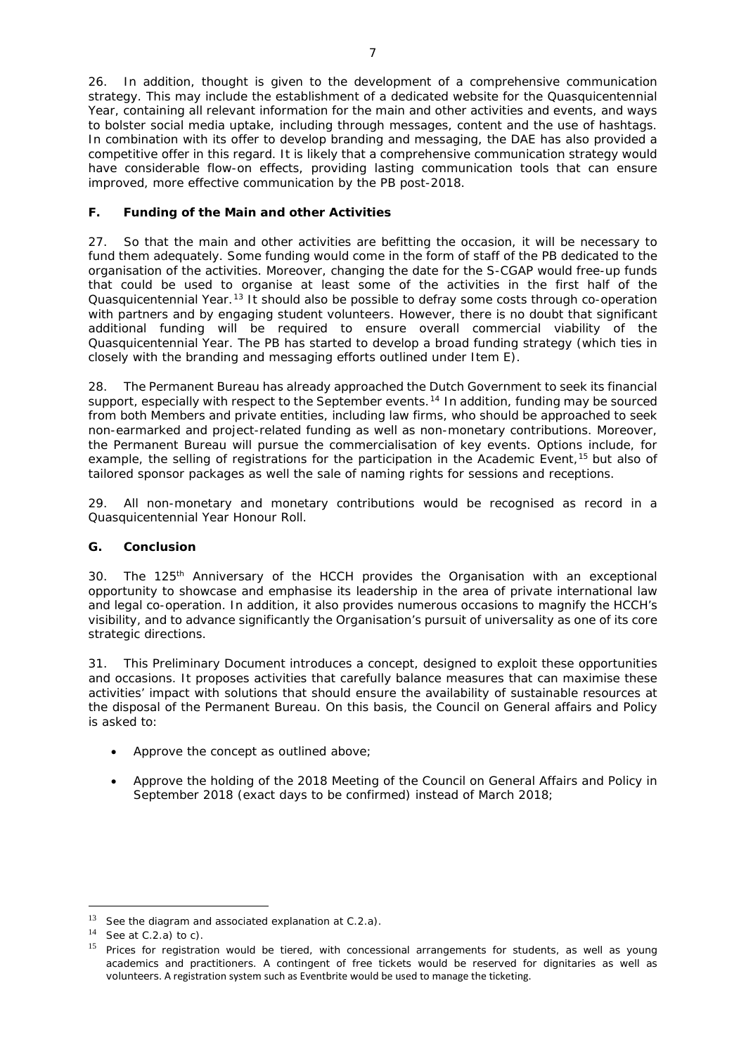26. In addition, thought is given to the development of a comprehensive communication strategy. This may include the establishment of a dedicated website for the Quasquicentennial Year, containing all relevant information for the main and other activities and events, and ways to bolster social media uptake, including through messages, content and the use of hashtags. In combination with its offer to develop branding and messaging, the DAE has also provided a competitive offer in this regard. It is likely that a comprehensive communication strategy would have considerable flow-on effects, providing lasting communication tools that can ensure improved, more effective communication by the PB post-2018.

## F. Funding of the Main and other Activities

27. So that the main and other activities are befitting the occasion, it will be necessary to fund them adequately. Some funding would come in the form of staff of the PB dedicated to the organisation of the activities. Moreover, changing the date for the S-CGAP would free-up funds that could be used to organise at least some of the activities in the first half of the Quasquicentennial Year.[13] It should also be possible to defray some costs through co-operation with partners and by engaging student volunteers. However, there is no doubt that significant additional funding will be required to ensure overall commercial viability of the Quasquicentennial Year. The PB has started to develop a broad funding strategy (which ties in closely with the branding and messaging efforts outlined under Item E).

28. The Permanent Bureau has already approached the Dutch Government to seek its financial support, especially with respect to the September events.[14] In addition, funding may be sourced from both Members and private entities, including law firms, who should be approached to seek non-earmarked and project-related funding as well as non-monetary contributions. Moreover, the Permanent Bureau will pursue the commercialisation of key events. Options include, for example, the selling of registrations for the participation in the Academic Event,[15] but also of tailored sponsor packages as well the sale of naming rights for sessions and receptions.

29. All non-monetary and monetary contributions would be recognised as record in a Quasquicentennial Year Honour Roll.

## G. Conclusion

30. The 125th Anniversary of the HCCH provides the Organisation with an exceptional opportunity to showcase and emphasise its leadership in the area of private international law and legal co-operation. In addition, it also provides numerous occasions to magnify the HCCH's visibility, and to advance significantly the Organisation's pursuit of universality as one of its core strategic directions.

31. This Preliminary Document introduces a concept, designed to exploit these opportunities and occasions. It proposes activities that carefully balance measures that can maximise these activities' impact with solutions that should ensure the availability of sustainable resources at the disposal of the Permanent Bureau. On this basis, the Council on General affairs and Policy is asked to:

- Approve the concept as outlined above;
- Approve the holding of the 2018 Meeting of the Council on General Affairs and Policy in September 2018 (exact days to be confirmed) instead of March 2018;

---

[13] See the diagram and associated explanation at C.2.a).

[14] See at C.2.a) to c).

[15] Prices for registration would be tiered, with concessional arrangements for students, as well as young academics and practitioners. A contingent of free tickets would be reserved for dignitaries as well as volunteers. A registration system such as Eventbrite would be used to manage the ticketing.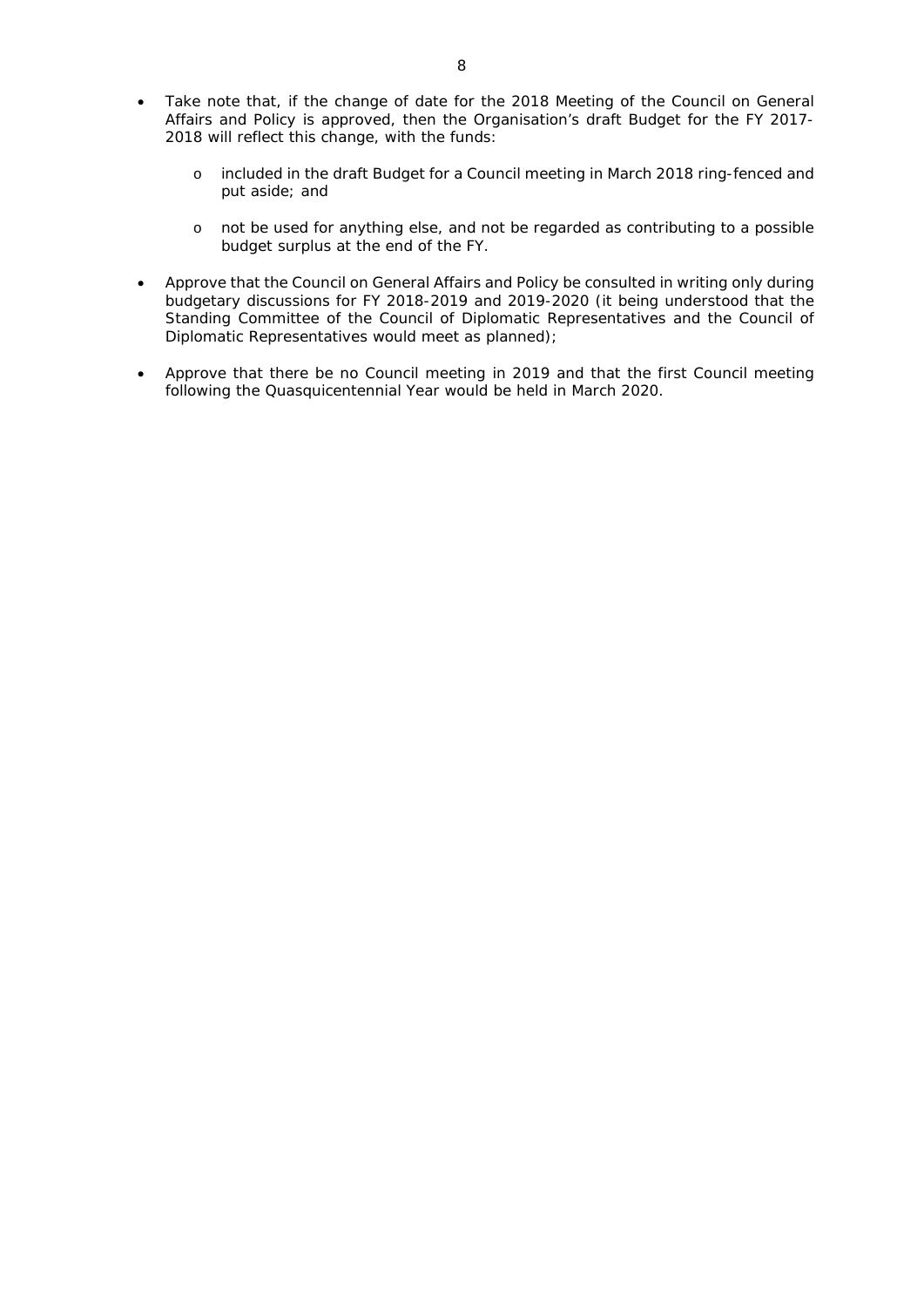- Take note that, if the change of date for the 2018 Meeting of the Council on General Affairs and Policy is approved, then the Organisation's draft Budget for the FY 2017-2018 will reflect this change, with the funds:

    - included in the draft Budget for a Council meeting in March 2018 ring-fenced and put aside; and

    - not be used for anything else, and not be regarded as contributing to a possible budget surplus at the end of the FY.

- Approve that the Council on General Affairs and Policy be consulted in writing only during budgetary discussions for FY 2018-2019 and 2019-2020 (it being understood that the Standing Committee of the Council of Diplomatic Representatives and the Council of Diplomatic Representatives would meet as planned);

- Approve that there be no Council meeting in 2019 and that the first Council meeting following the Quasquicentennial Year would be held in March 2020.